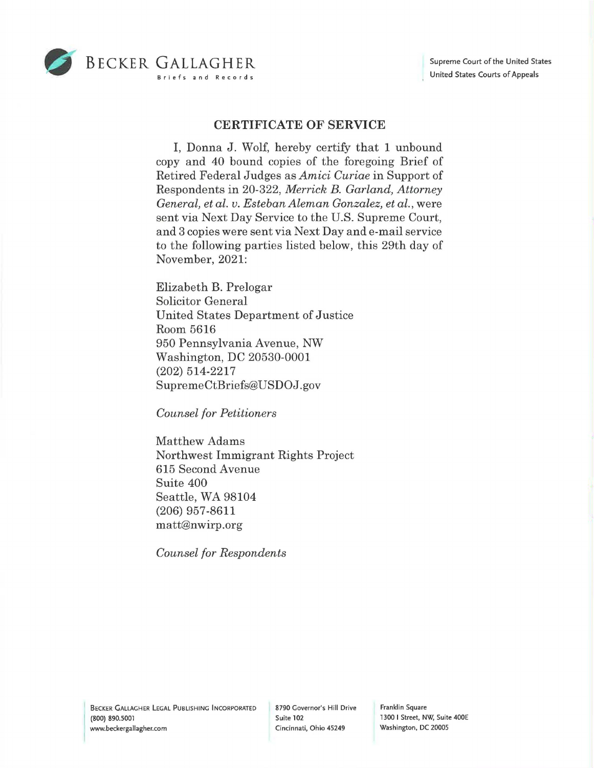BECKER GALLAGHER
Briefs and Records

Supreme Court of the United States
United States Courts of Appeals

## CERTIFICATE OF SERVICE

I, Donna J. Wolf, hereby certify that 1 unbound copy and 40 bound copies of the foregoing Brief of Retired Federal Judges as *Amici Curiae* in Support of Respondents in 20-322, *Merrick B. Garland, Attorney General, et al. v. Esteban Aleman Gonzalez, et al.*, were sent via Next Day Service to the U.S. Supreme Court, and 3 copies were sent via Next Day and e-mail service to the following parties listed below, this 29th day of November, 2021:

Elizabeth B. Prelogar
Solicitor General
United States Department of Justice
Room 5616
950 Pennsylvania Avenue, NW
Washington, DC 20530-0001
(202) 514-2217
SupremeCtBriefs@USDOJ.gov

*Counsel for Petitioners*

Matthew Adams
Northwest Immigrant Rights Project
615 Second Avenue
Suite 400
Seattle, WA 98104
(206) 957-8611
matt@nwirp.org

*Counsel for Respondents*

BECKER GALLAGHER LEGAL PUBLISHING INCORPORATED
(800) 890.5001
www.beckergallagher.com

8790 Governor's Hill Drive
Suite 102
Cincinnati, Ohio 45249

Franklin Square
1300 I Street, NW, Suite 400E
Washington, DC 20005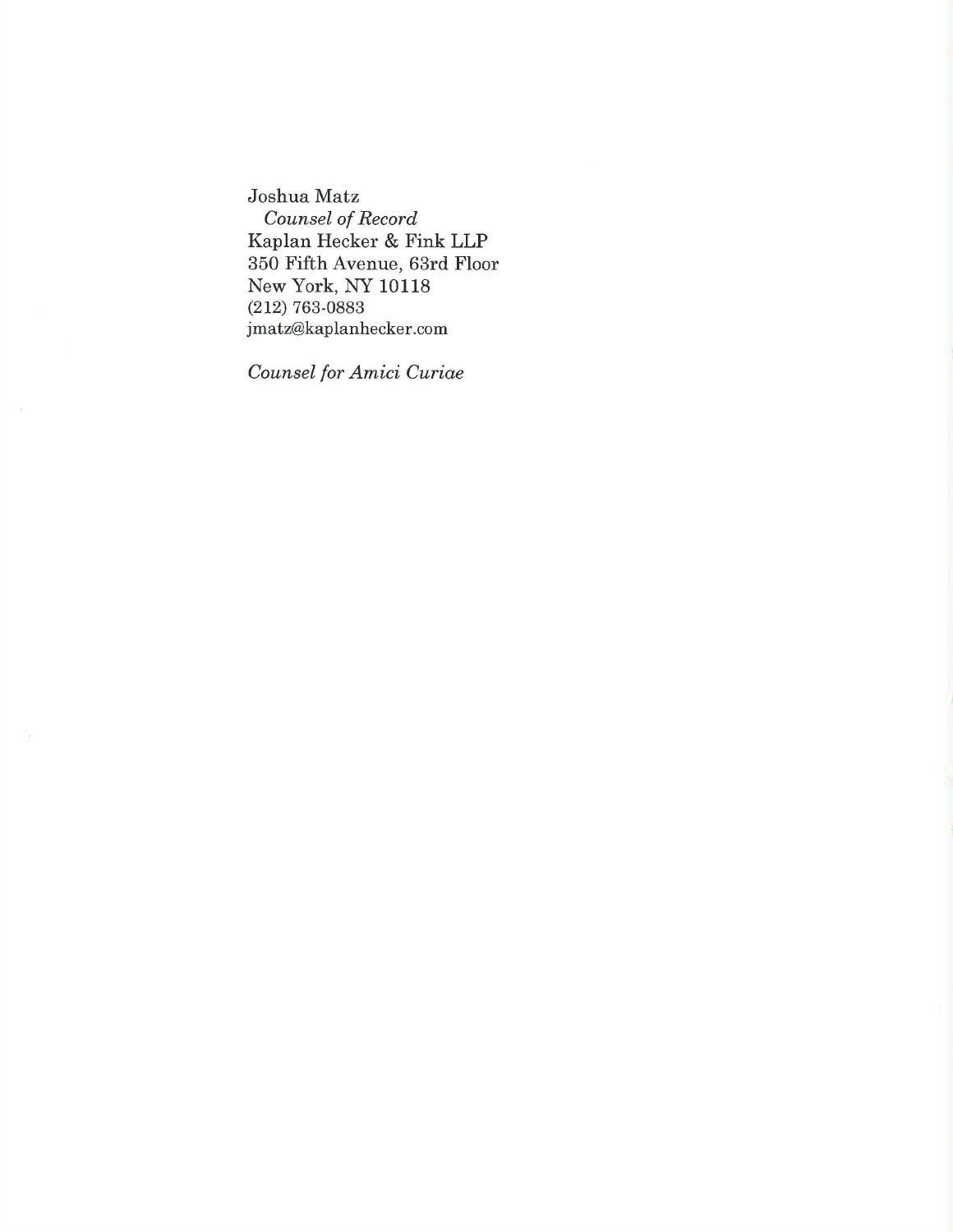Joshua Matz
*Counsel of Record*
Kaplan Hecker & Fink LLP
350 Fifth Avenue, 63rd Floor
New York, NY 10118
(212) 763-0883
jmatz@kaplanhecker.com

*Counsel for Amici Curiae*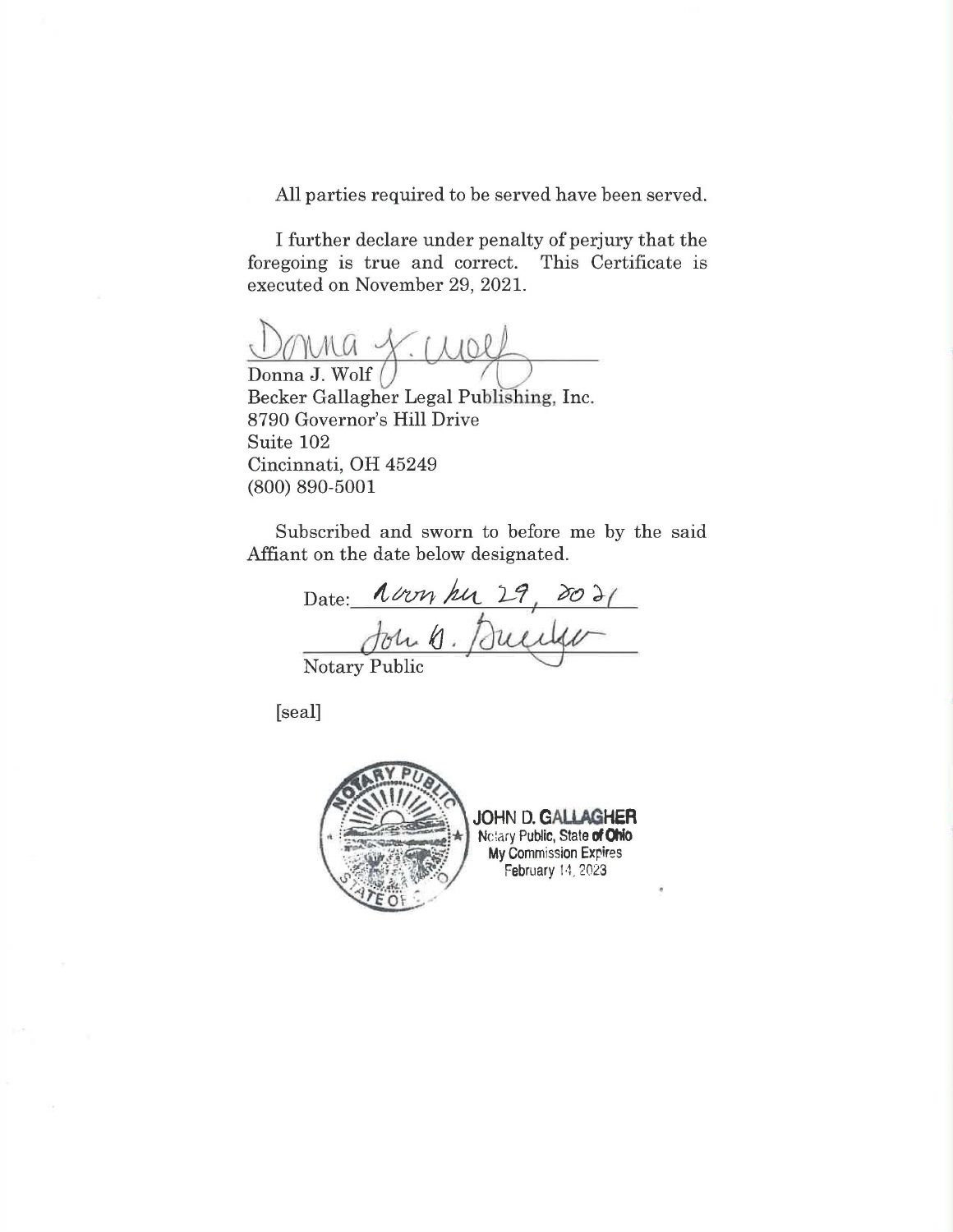All parties required to be served have been served.

I further declare under penalty of perjury that the foregoing is true and correct. This Certificate is executed on November 29, 2021.

Donna J. Wolf

Donna J. Wolf
Becker Gallagher Legal Publishing, Inc.
8790 Governor's Hill Drive
Suite 102
Cincinnati, OH 45249
(800) 890-5001

Subscribed and sworn to before me by the said Affiant on the date below designated.

Date: November 29, 2021

John D. Gallagher

Notary Public

[seal]

JOHN D. GALLAGHER
Notary Public, State of Ohio
My Commission Expires
February 14, 2023